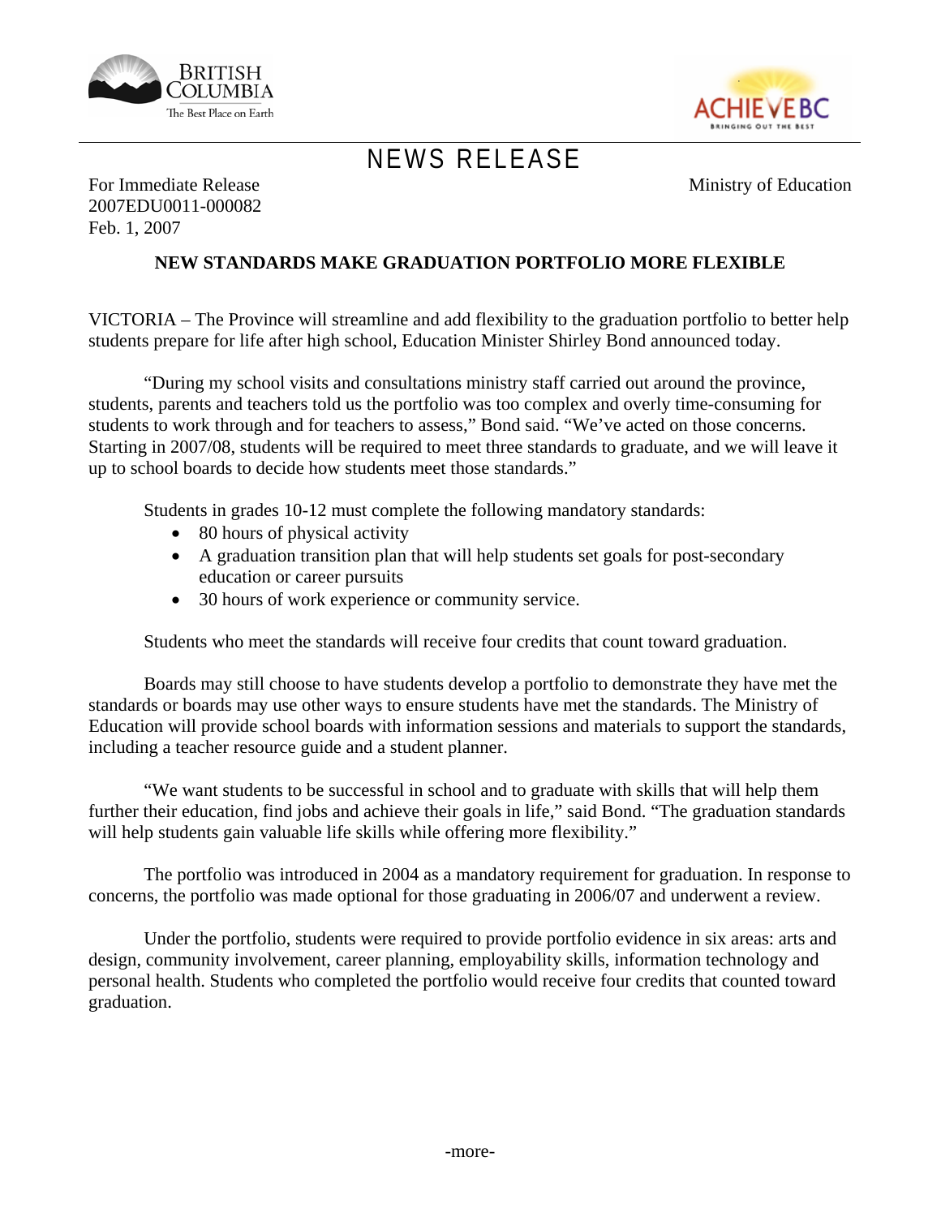BRITISH COLUMBIA
The Best Place on Earth

ACHIEVE BC
BRINGING OUT THE BEST

# NEWS RELEASE

For Immediate Release
2007EDU0011-000082
Feb. 1, 2007

Ministry of Education

## NEW STANDARDS MAKE GRADUATION PORTFOLIO MORE FLEXIBLE

VICTORIA – The Province will streamline and add flexibility to the graduation portfolio to better help students prepare for life after high school, Education Minister Shirley Bond announced today.

"During my school visits and consultations ministry staff carried out around the province, students, parents and teachers told us the portfolio was too complex and overly time-consuming for students to work through and for teachers to assess," Bond said. "We've acted on those concerns. Starting in 2007/08, students will be required to meet three standards to graduate, and we will leave it up to school boards to decide how students meet those standards."

Students in grades 10-12 must complete the following mandatory standards:

- 80 hours of physical activity
- A graduation transition plan that will help students set goals for post-secondary education or career pursuits
- 30 hours of work experience or community service.

Students who meet the standards will receive four credits that count toward graduation.

Boards may still choose to have students develop a portfolio to demonstrate they have met the standards or boards may use other ways to ensure students have met the standards. The Ministry of Education will provide school boards with information sessions and materials to support the standards, including a teacher resource guide and a student planner.

"We want students to be successful in school and to graduate with skills that will help them further their education, find jobs and achieve their goals in life," said Bond. "The graduation standards will help students gain valuable life skills while offering more flexibility."

The portfolio was introduced in 2004 as a mandatory requirement for graduation. In response to concerns, the portfolio was made optional for those graduating in 2006/07 and underwent a review.

Under the portfolio, students were required to provide portfolio evidence in six areas: arts and design, community involvement, career planning, employability skills, information technology and personal health. Students who completed the portfolio would receive four credits that counted toward graduation.

-more-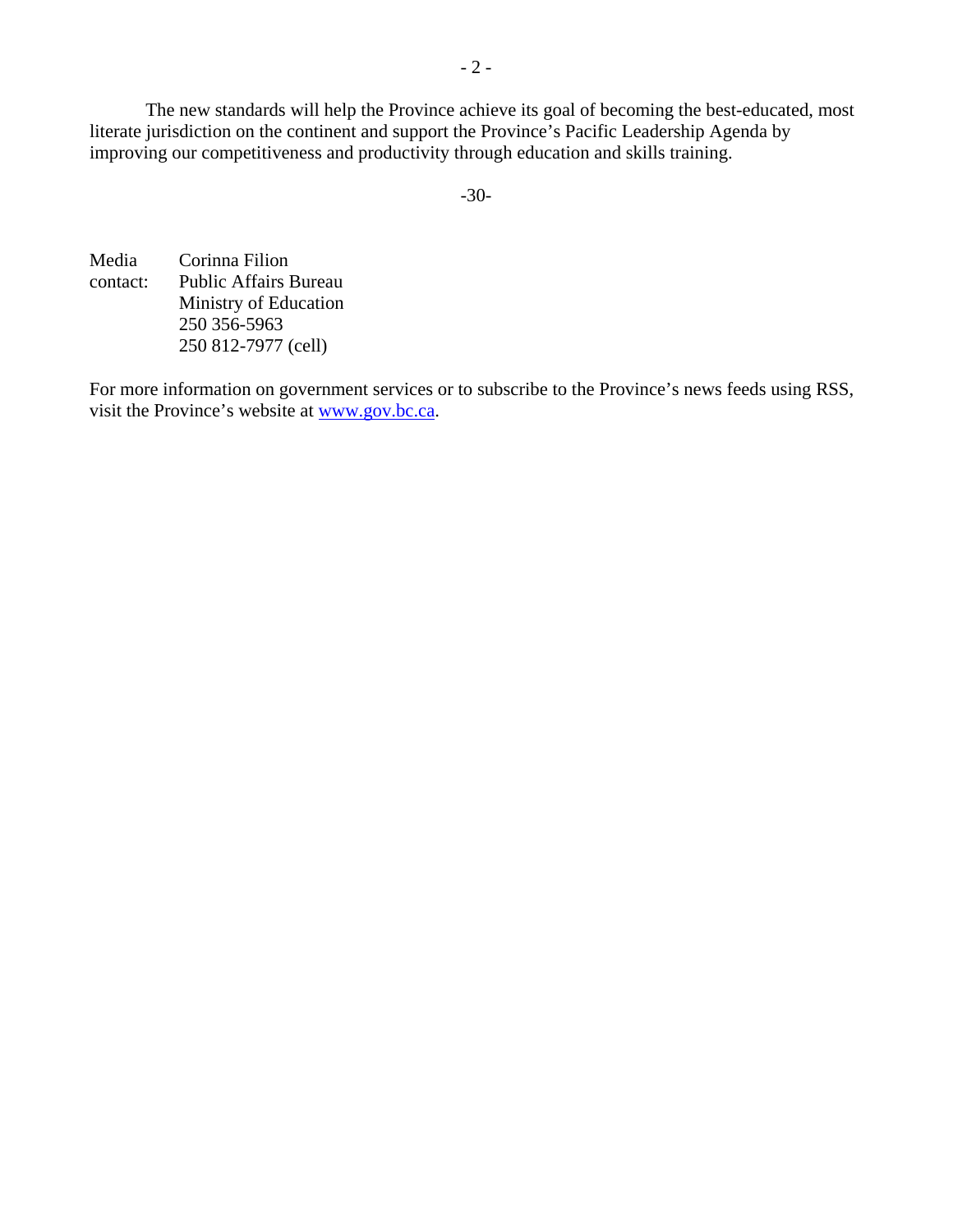The new standards will help the Province achieve its goal of becoming the best-educated, most literate jurisdiction on the continent and support the Province's Pacific Leadership Agenda by improving our competitiveness and productivity through education and skills training.

-30-

| | |
|---|---|
| Media contact: | Corinna Filion<br>Public Affairs Bureau<br>Ministry of Education<br>250 356-5963<br>250 812-7977 (cell) |

For more information on government services or to subscribe to the Province's news feeds using RSS, visit the Province's website at [www.gov.bc.ca](http://www.gov.bc.ca).